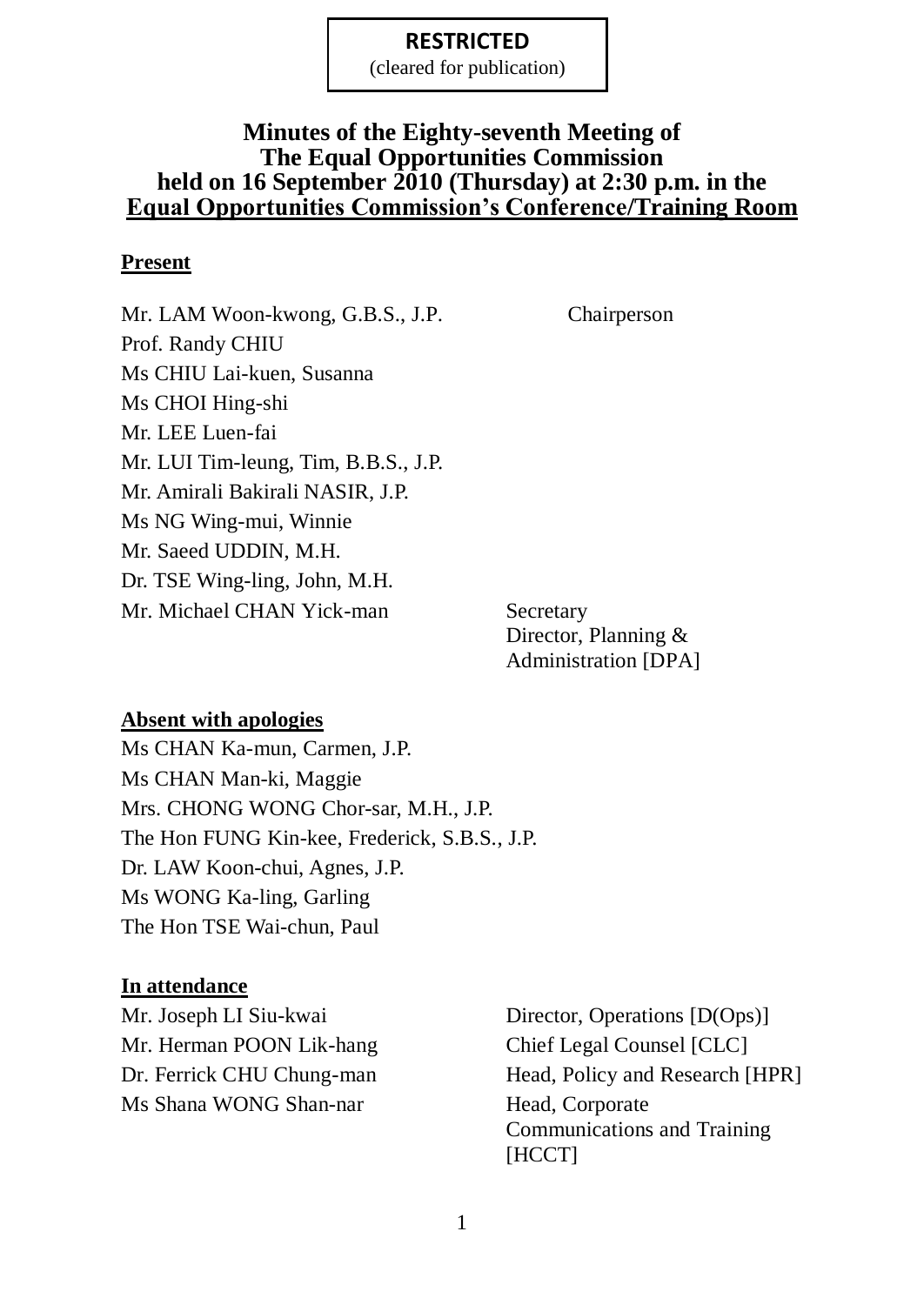**RESTRICTED**
(cleared for publication)

# Minutes of the Eighty-seventh Meeting of The Equal Opportunities Commission held on 16 September 2010 (Thursday) at 2:30 p.m. in the Equal Opportunities Commission's Conference/Training Room

## Present

| | |
|---|---|
| Mr. LAM Woon-kwong, G.B.S., J.P. | Chairperson |
| Prof. Randy CHIU | |
| Ms CHIU Lai-kuen, Susanna | |
| Ms CHOI Hing-shi | |
| Mr. LEE Luen-fai | |
| Mr. LUI Tim-leung, Tim, B.B.S., J.P. | |
| Mr. Amirali Bakirali NASIR, J.P. | |
| Ms NG Wing-mui, Winnie | |
| Mr. Saeed UDDIN, M.H. | |
| Dr. TSE Wing-ling, John, M.H. | |
| Mr. Michael CHAN Yick-man | Secretary<br>Director, Planning & Administration [DPA] |

## Absent with apologies

Ms CHAN Ka-mun, Carmen, J.P.
Ms CHAN Man-ki, Maggie
Mrs. CHONG WONG Chor-sar, M.H., J.P.
The Hon FUNG Kin-kee, Frederick, S.B.S., J.P.
Dr. LAW Koon-chui, Agnes, J.P.
Ms WONG Ka-ling, Garling
The Hon TSE Wai-chun, Paul

## In attendance

| | |
|---|---|
| Mr. Joseph LI Siu-kwai | Director, Operations [D(Ops)] |
| Mr. Herman POON Lik-hang | Chief Legal Counsel [CLC] |
| Dr. Ferrick CHU Chung-man | Head, Policy and Research [HPR] |
| Ms Shana WONG Shan-nar | Head, Corporate Communications and Training [HCCT] |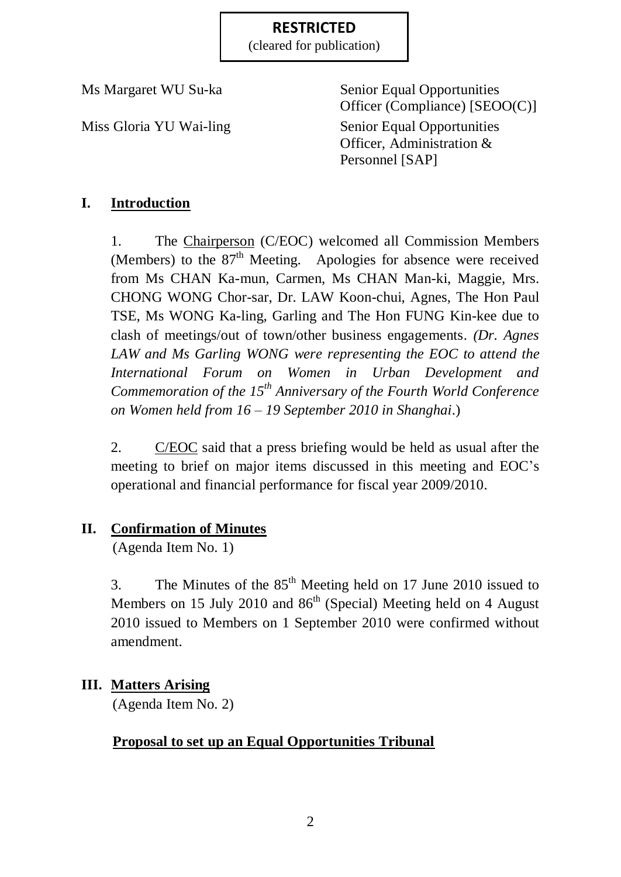**RESTRICTED**
(cleared for publication)

| | |
|---|---|
| Ms Margaret WU Su-ka | Senior Equal Opportunities Officer (Compliance) [SEOO(C)] |
| Miss Gloria YU Wai-ling | Senior Equal Opportunities Officer, Administration & Personnel [SAP] |

## I. Introduction

1. The Chairperson (C/EOC) welcomed all Commission Members (Members) to the 87th Meeting. Apologies for absence were received from Ms CHAN Ka-mun, Carmen, Ms CHAN Man-ki, Maggie, Mrs. CHONG WONG Chor-sar, Dr. LAW Koon-chui, Agnes, The Hon Paul TSE, Ms WONG Ka-ling, Garling and The Hon FUNG Kin-kee due to clash of meetings/out of town/other business engagements. *(Dr. Agnes LAW and Ms Garling WONG were representing the EOC to attend the International Forum on Women in Urban Development and Commemoration of the 15th Anniversary of the Fourth World Conference on Women held from 16 – 19 September 2010 in Shanghai.*)

2. C/EOC said that a press briefing would be held as usual after the meeting to brief on major items discussed in this meeting and EOC's operational and financial performance for fiscal year 2009/2010.

## II. Confirmation of Minutes

(Agenda Item No. 1)

3. The Minutes of the 85th Meeting held on 17 June 2010 issued to Members on 15 July 2010 and 86th (Special) Meeting held on 4 August 2010 issued to Members on 1 September 2010 were confirmed without amendment.

## III. Matters Arising

(Agenda Item No. 2)

**Proposal to set up an Equal Opportunities Tribunal**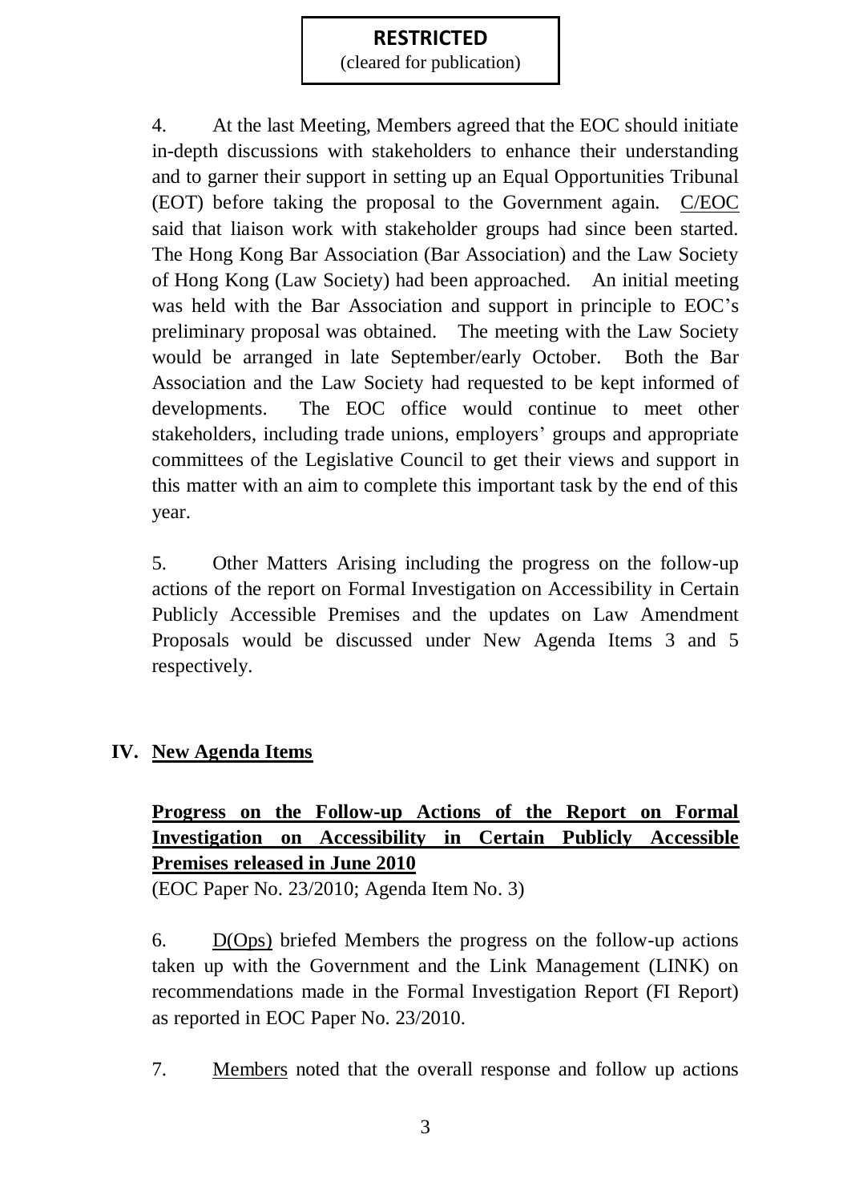4. At the last Meeting, Members agreed that the EOC should initiate in-depth discussions with stakeholders to enhance their understanding and to garner their support in setting up an Equal Opportunities Tribunal (EOT) before taking the proposal to the Government again. C/EOC said that liaison work with stakeholder groups had since been started. The Hong Kong Bar Association (Bar Association) and the Law Society of Hong Kong (Law Society) had been approached. An initial meeting was held with the Bar Association and support in principle to EOC's preliminary proposal was obtained. The meeting with the Law Society would be arranged in late September/early October. Both the Bar Association and the Law Society had requested to be kept informed of developments. The EOC office would continue to meet other stakeholders, including trade unions, employers' groups and appropriate committees of the Legislative Council to get their views and support in this matter with an aim to complete this important task by the end of this year.

5. Other Matters Arising including the progress on the follow-up actions of the report on Formal Investigation on Accessibility in Certain Publicly Accessible Premises and the updates on Law Amendment Proposals would be discussed under New Agenda Items 3 and 5 respectively.

## IV. New Agenda Items

### Progress on the Follow-up Actions of the Report on Formal Investigation on Accessibility in Certain Publicly Accessible Premises released in June 2010

(EOC Paper No. 23/2010; Agenda Item No. 3)

6. D(Ops) briefed Members the progress on the follow-up actions taken up with the Government and the Link Management (LINK) on recommendations made in the Formal Investigation Report (FI Report) as reported in EOC Paper No. 23/2010.

7. Members noted that the overall response and follow up actions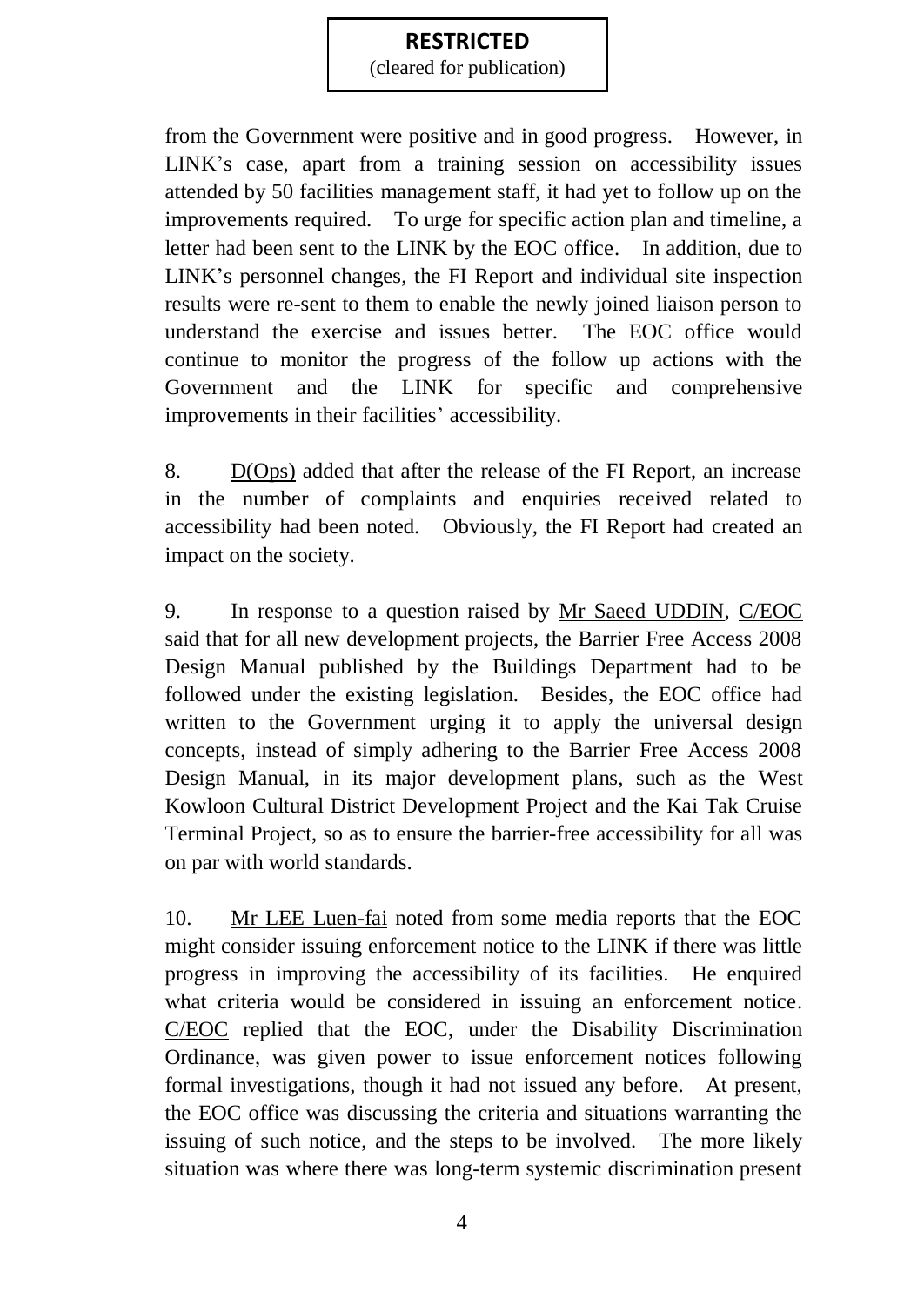**RESTRICTED**
(cleared for publication)

from the Government were positive and in good progress. However, in LINK's case, apart from a training session on accessibility issues attended by 50 facilities management staff, it had yet to follow up on the improvements required. To urge for specific action plan and timeline, a letter had been sent to the LINK by the EOC office. In addition, due to LINK's personnel changes, the FI Report and individual site inspection results were re-sent to them to enable the newly joined liaison person to understand the exercise and issues better. The EOC office would continue to monitor the progress of the follow up actions with the Government and the LINK for specific and comprehensive improvements in their facilities' accessibility.

8. D(Ops) added that after the release of the FI Report, an increase in the number of complaints and enquiries received related to accessibility had been noted. Obviously, the FI Report had created an impact on the society.

9. In response to a question raised by Mr Saeed UDDIN, C/EOC said that for all new development projects, the Barrier Free Access 2008 Design Manual published by the Buildings Department had to be followed under the existing legislation. Besides, the EOC office had written to the Government urging it to apply the universal design concepts, instead of simply adhering to the Barrier Free Access 2008 Design Manual, in its major development plans, such as the West Kowloon Cultural District Development Project and the Kai Tak Cruise Terminal Project, so as to ensure the barrier-free accessibility for all was on par with world standards.

10. Mr LEE Luen-fai noted from some media reports that the EOC might consider issuing enforcement notice to the LINK if there was little progress in improving the accessibility of its facilities. He enquired what criteria would be considered in issuing an enforcement notice. C/EOC replied that the EOC, under the Disability Discrimination Ordinance, was given power to issue enforcement notices following formal investigations, though it had not issued any before. At present, the EOC office was discussing the criteria and situations warranting the issuing of such notice, and the steps to be involved. The more likely situation was where there was long-term systemic discrimination present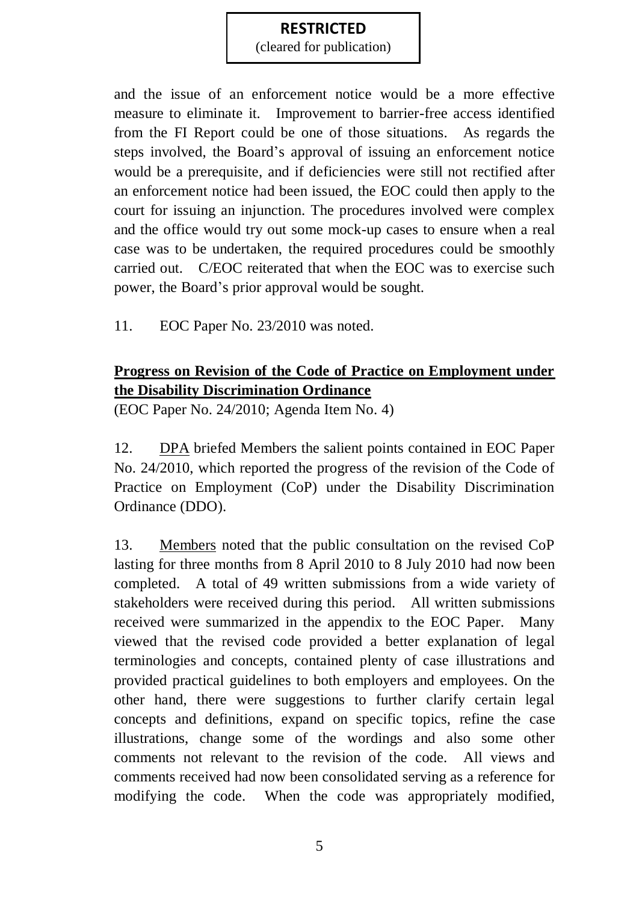and the issue of an enforcement notice would be a more effective measure to eliminate it. Improvement to barrier-free access identified from the FI Report could be one of those situations. As regards the steps involved, the Board's approval of issuing an enforcement notice would be a prerequisite, and if deficiencies were still not rectified after an enforcement notice had been issued, the EOC could then apply to the court for issuing an injunction. The procedures involved were complex and the office would try out some mock-up cases to ensure when a real case was to be undertaken, the required procedures could be smoothly carried out. C/EOC reiterated that when the EOC was to exercise such power, the Board's prior approval would be sought.

11. EOC Paper No. 23/2010 was noted.

**Progress on Revision of the Code of Practice on Employment under the Disability Discrimination Ordinance**

(EOC Paper No. 24/2010; Agenda Item No. 4)

12. DPA briefed Members the salient points contained in EOC Paper No. 24/2010, which reported the progress of the revision of the Code of Practice on Employment (CoP) under the Disability Discrimination Ordinance (DDO).

13. Members noted that the public consultation on the revised CoP lasting for three months from 8 April 2010 to 8 July 2010 had now been completed. A total of 49 written submissions from a wide variety of stakeholders were received during this period. All written submissions received were summarized in the appendix to the EOC Paper. Many viewed that the revised code provided a better explanation of legal terminologies and concepts, contained plenty of case illustrations and provided practical guidelines to both employers and employees. On the other hand, there were suggestions to further clarify certain legal concepts and definitions, expand on specific topics, refine the case illustrations, change some of the wordings and also some other comments not relevant to the revision of the code. All views and comments received had now been consolidated serving as a reference for modifying the code. When the code was appropriately modified,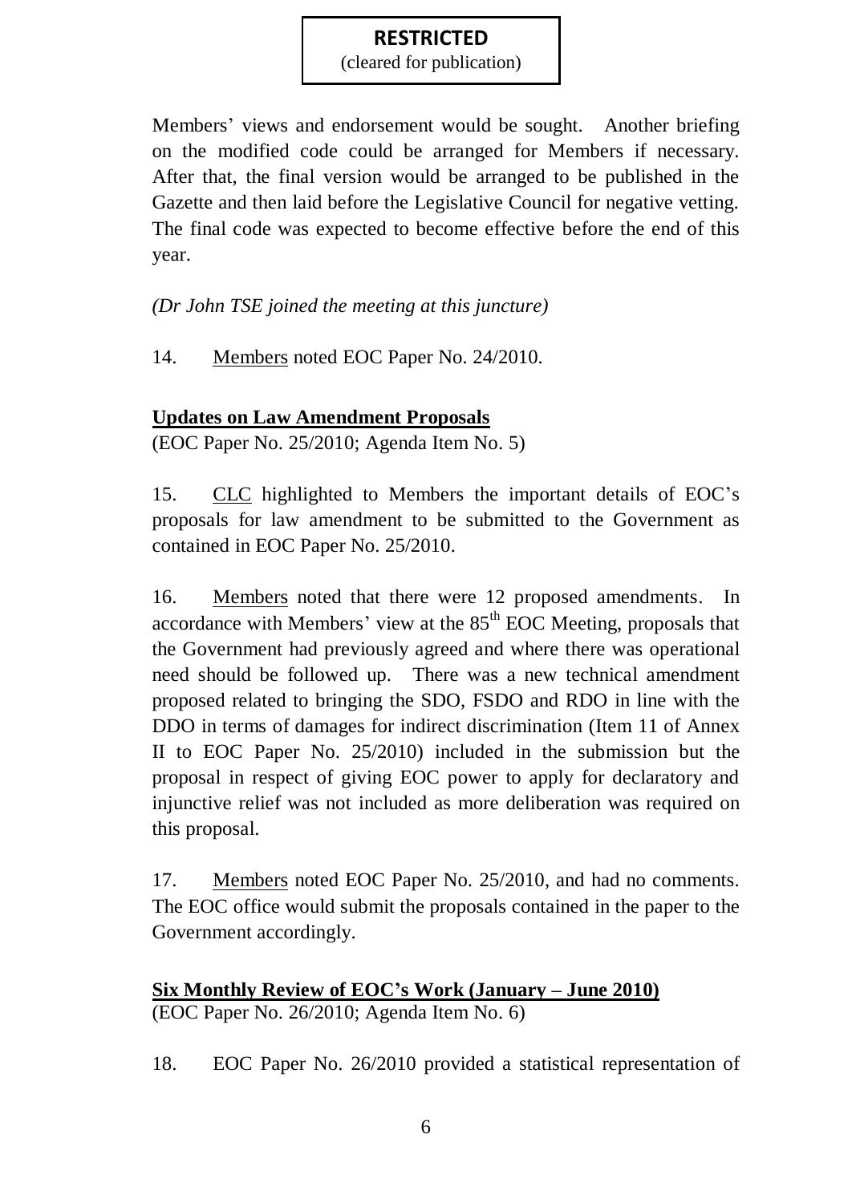**RESTRICTED**
(cleared for publication)

Members' views and endorsement would be sought. Another briefing on the modified code could be arranged for Members if necessary. After that, the final version would be arranged to be published in the Gazette and then laid before the Legislative Council for negative vetting. The final code was expected to become effective before the end of this year.

*(Dr John TSE joined the meeting at this juncture)*

14. Members noted EOC Paper No. 24/2010.

**Updates on Law Amendment Proposals**
(EOC Paper No. 25/2010; Agenda Item No. 5)

15. CLC highlighted to Members the important details of EOC's proposals for law amendment to be submitted to the Government as contained in EOC Paper No. 25/2010.

16. Members noted that there were 12 proposed amendments. In accordance with Members' view at the 85th EOC Meeting, proposals that the Government had previously agreed and where there was operational need should be followed up. There was a new technical amendment proposed related to bringing the SDO, FSDO and RDO in line with the DDO in terms of damages for indirect discrimination (Item 11 of Annex II to EOC Paper No. 25/2010) included in the submission but the proposal in respect of giving EOC power to apply for declaratory and injunctive relief was not included as more deliberation was required on this proposal.

17. Members noted EOC Paper No. 25/2010, and had no comments. The EOC office would submit the proposals contained in the paper to the Government accordingly.

**Six Monthly Review of EOC's Work (January – June 2010)**
(EOC Paper No. 26/2010; Agenda Item No. 6)

18. EOC Paper No. 26/2010 provided a statistical representation of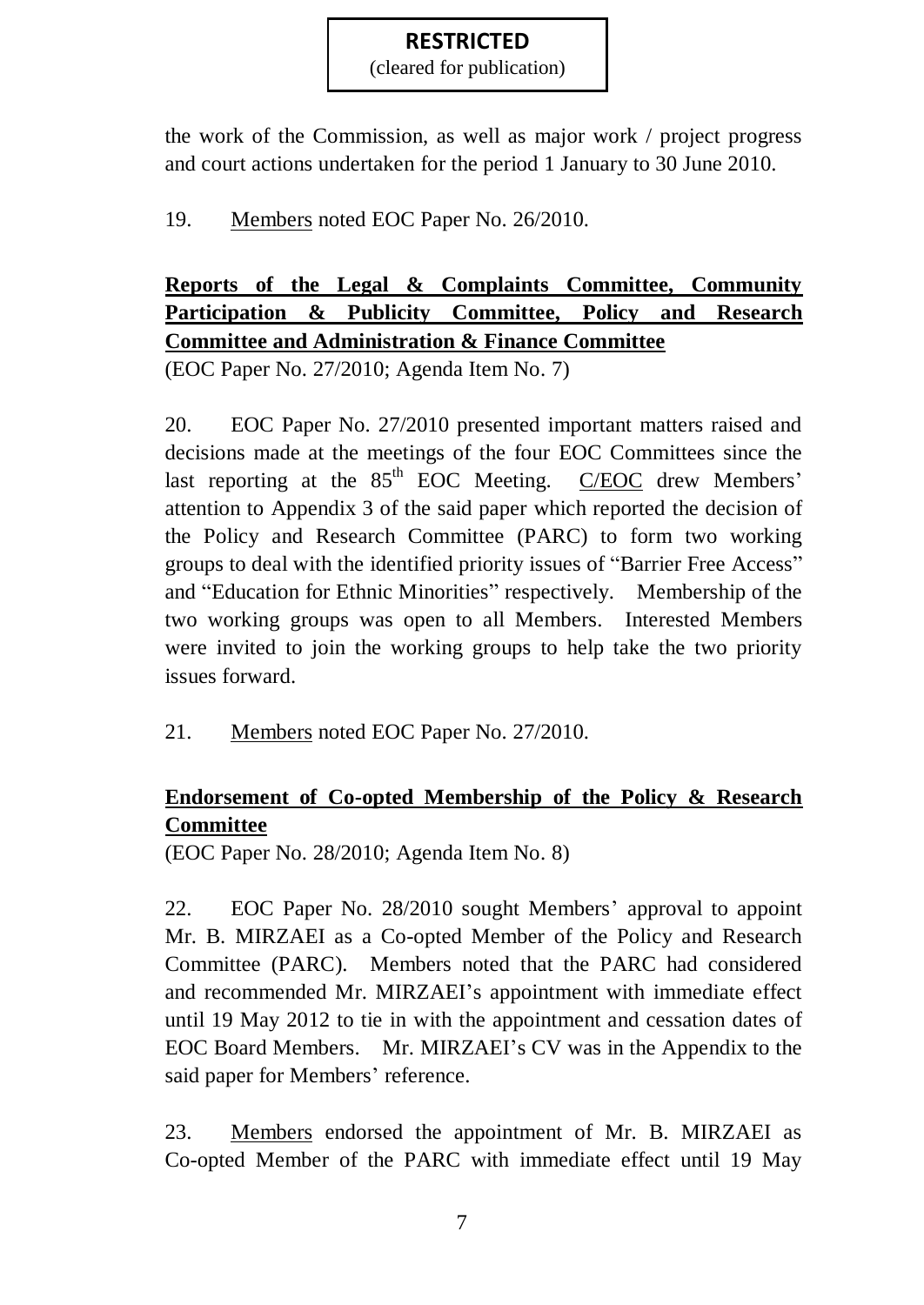**RESTRICTED**
(cleared for publication)

the work of the Commission, as well as major work / project progress and court actions undertaken for the period 1 January to 30 June 2010.

19. Members noted EOC Paper No. 26/2010.

**Reports of the Legal & Complaints Committee, Community Participation & Publicity Committee, Policy and Research Committee and Administration & Finance Committee**
(EOC Paper No. 27/2010; Agenda Item No. 7)

20. EOC Paper No. 27/2010 presented important matters raised and decisions made at the meetings of the four EOC Committees since the last reporting at the 85th EOC Meeting. C/EOC drew Members' attention to Appendix 3 of the said paper which reported the decision of the Policy and Research Committee (PARC) to form two working groups to deal with the identified priority issues of "Barrier Free Access" and "Education for Ethnic Minorities" respectively. Membership of the two working groups was open to all Members. Interested Members were invited to join the working groups to help take the two priority issues forward.

21. Members noted EOC Paper No. 27/2010.

**Endorsement of Co-opted Membership of the Policy & Research Committee**
(EOC Paper No. 28/2010; Agenda Item No. 8)

22. EOC Paper No. 28/2010 sought Members' approval to appoint Mr. B. MIRZAEI as a Co-opted Member of the Policy and Research Committee (PARC). Members noted that the PARC had considered and recommended Mr. MIRZAEI's appointment with immediate effect until 19 May 2012 to tie in with the appointment and cessation dates of EOC Board Members. Mr. MIRZAEI's CV was in the Appendix to the said paper for Members' reference.

23. Members endorsed the appointment of Mr. B. MIRZAEI as Co-opted Member of the PARC with immediate effect until 19 May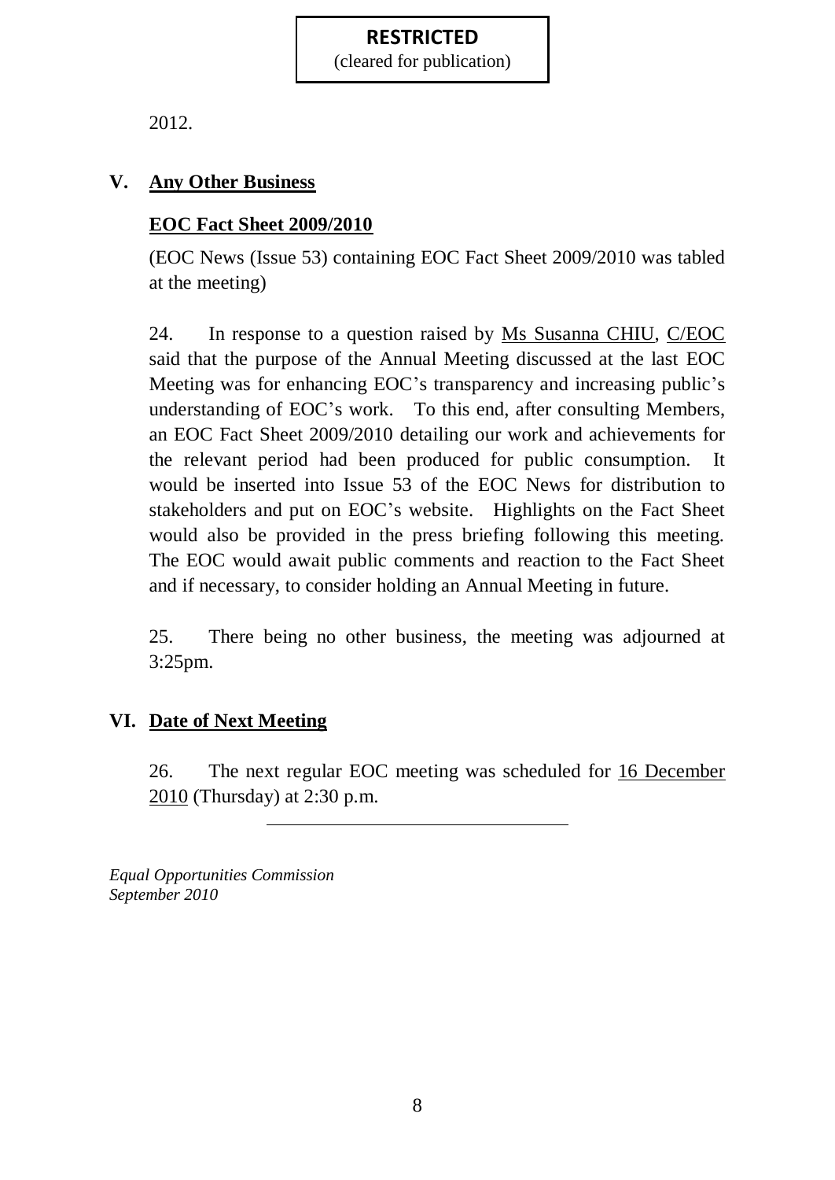2012.

## V. Any Other Business

### EOC Fact Sheet 2009/2010

(EOC News (Issue 53) containing EOC Fact Sheet 2009/2010 was tabled at the meeting)

24. In response to a question raised by Ms Susanna CHIU, C/EOC said that the purpose of the Annual Meeting discussed at the last EOC Meeting was for enhancing EOC's transparency and increasing public's understanding of EOC's work. To this end, after consulting Members, an EOC Fact Sheet 2009/2010 detailing our work and achievements for the relevant period had been produced for public consumption. It would be inserted into Issue 53 of the EOC News for distribution to stakeholders and put on EOC's website. Highlights on the Fact Sheet would also be provided in the press briefing following this meeting. The EOC would await public comments and reaction to the Fact Sheet and if necessary, to consider holding an Annual Meeting in future.

25. There being no other business, the meeting was adjourned at 3:25pm.

## VI. Date of Next Meeting

26. The next regular EOC meeting was scheduled for 16 December 2010 (Thursday) at 2:30 p.m.

---

*Equal Opportunities Commission*
*September 2010*